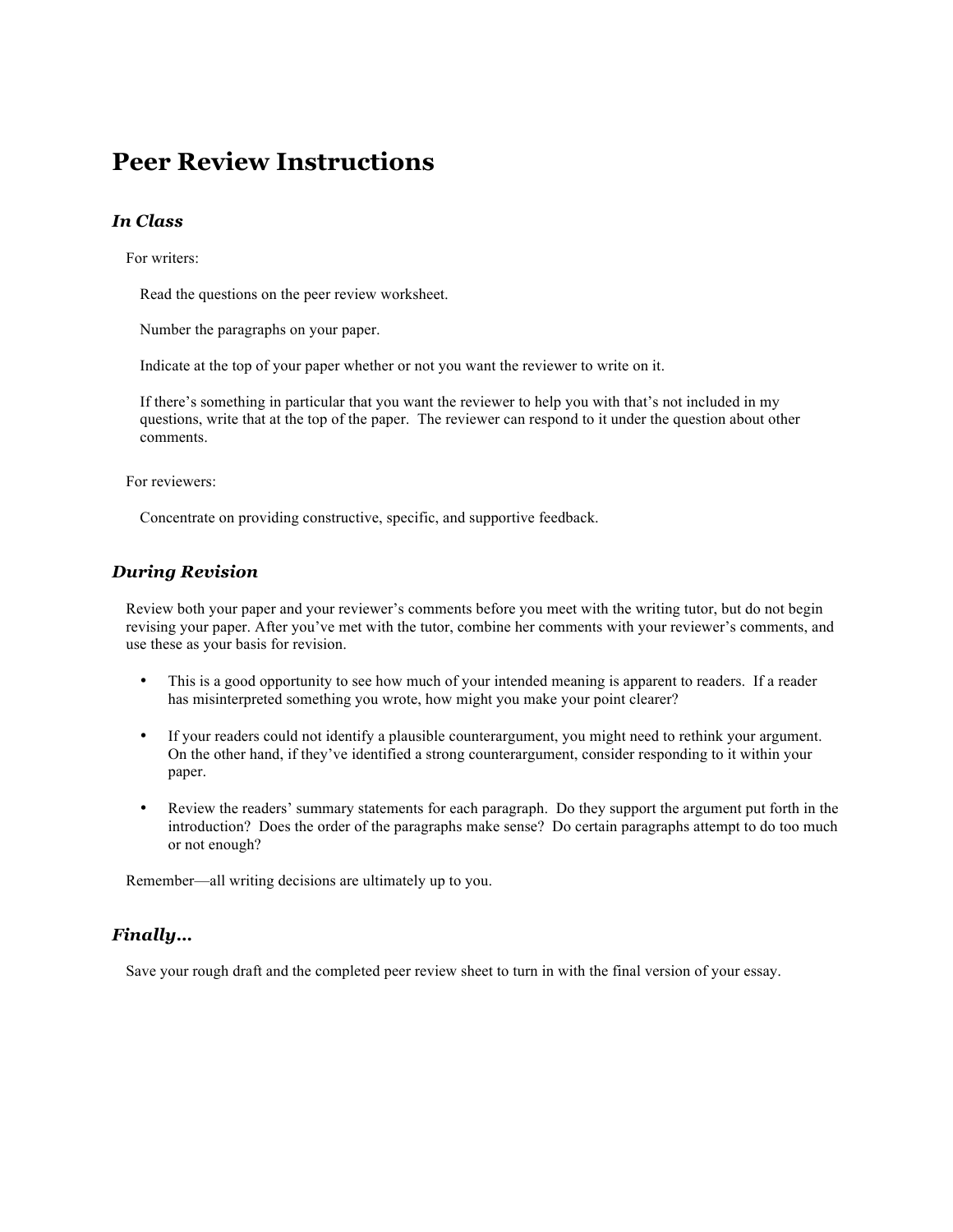# Peer Review Instructions

## *In Class*

For writers:

Read the questions on the peer review worksheet.

Number the paragraphs on your paper.

Indicate at the top of your paper whether or not you want the reviewer to write on it.

If there's something in particular that you want the reviewer to help you with that's not included in my questions, write that at the top of the paper. The reviewer can respond to it under the question about other comments.

For reviewers:

Concentrate on providing constructive, specific, and supportive feedback.

## *During Revision*

Review both your paper and your reviewer's comments before you meet with the writing tutor, but do not begin revising your paper. After you've met with the tutor, combine her comments with your reviewer's comments, and use these as your basis for revision.

- This is a good opportunity to see how much of your intended meaning is apparent to readers. If a reader has misinterpreted something you wrote, how might you make your point clearer?
- If your readers could not identify a plausible counterargument, you might need to rethink your argument. On the other hand, if they've identified a strong counterargument, consider responding to it within your paper.
- Review the readers' summary statements for each paragraph. Do they support the argument put forth in the introduction? Does the order of the paragraphs make sense? Do certain paragraphs attempt to do too much or not enough?

Remember—all writing decisions are ultimately up to you.

## *Finally…*

Save your rough draft and the completed peer review sheet to turn in with the final version of your essay.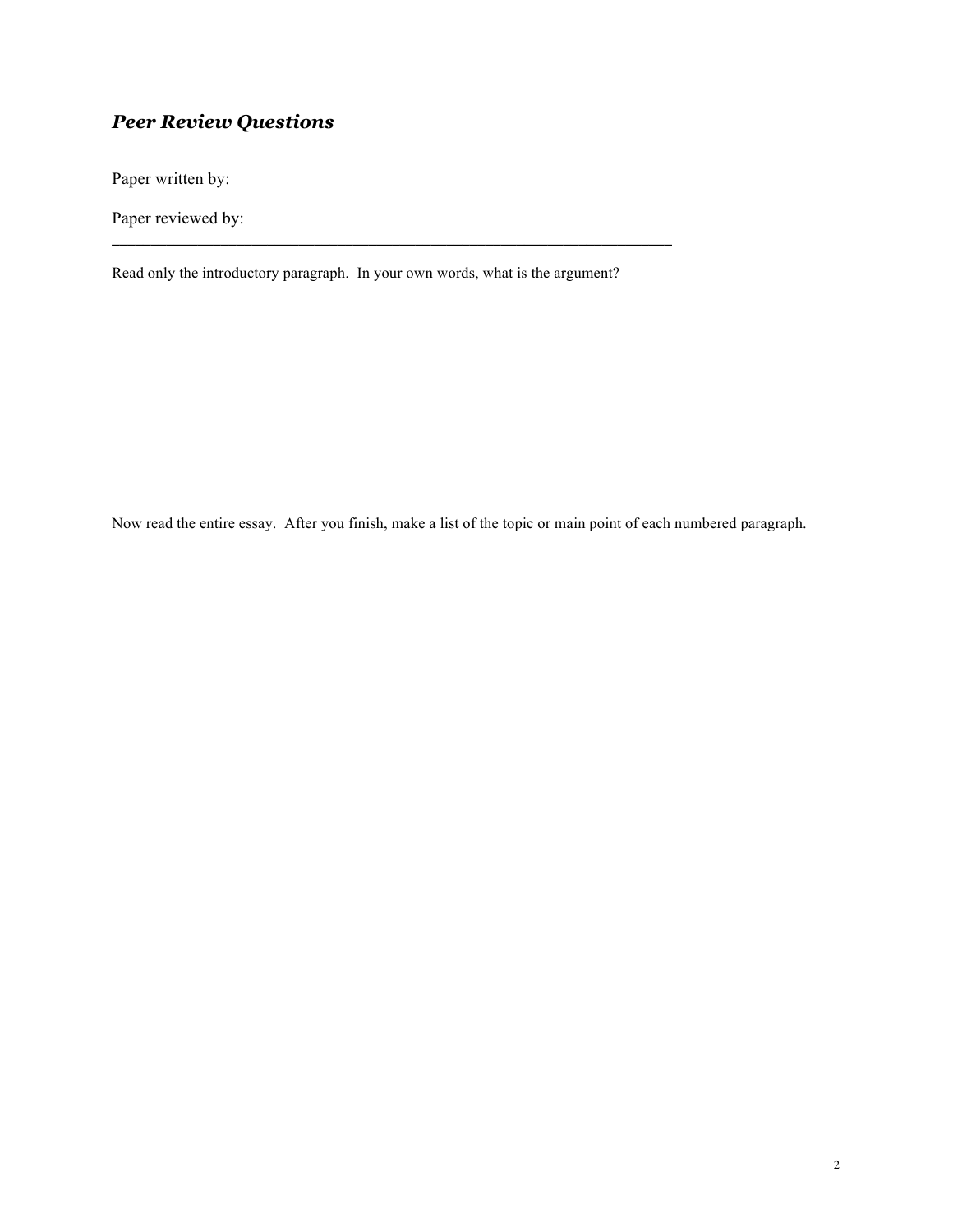## *Peer Review Questions*

Paper written by:

Paper reviewed by:

---

Read only the introductory paragraph. In your own words, what is the argument?

Now read the entire essay. After you finish, make a list of the topic or main point of each numbered paragraph.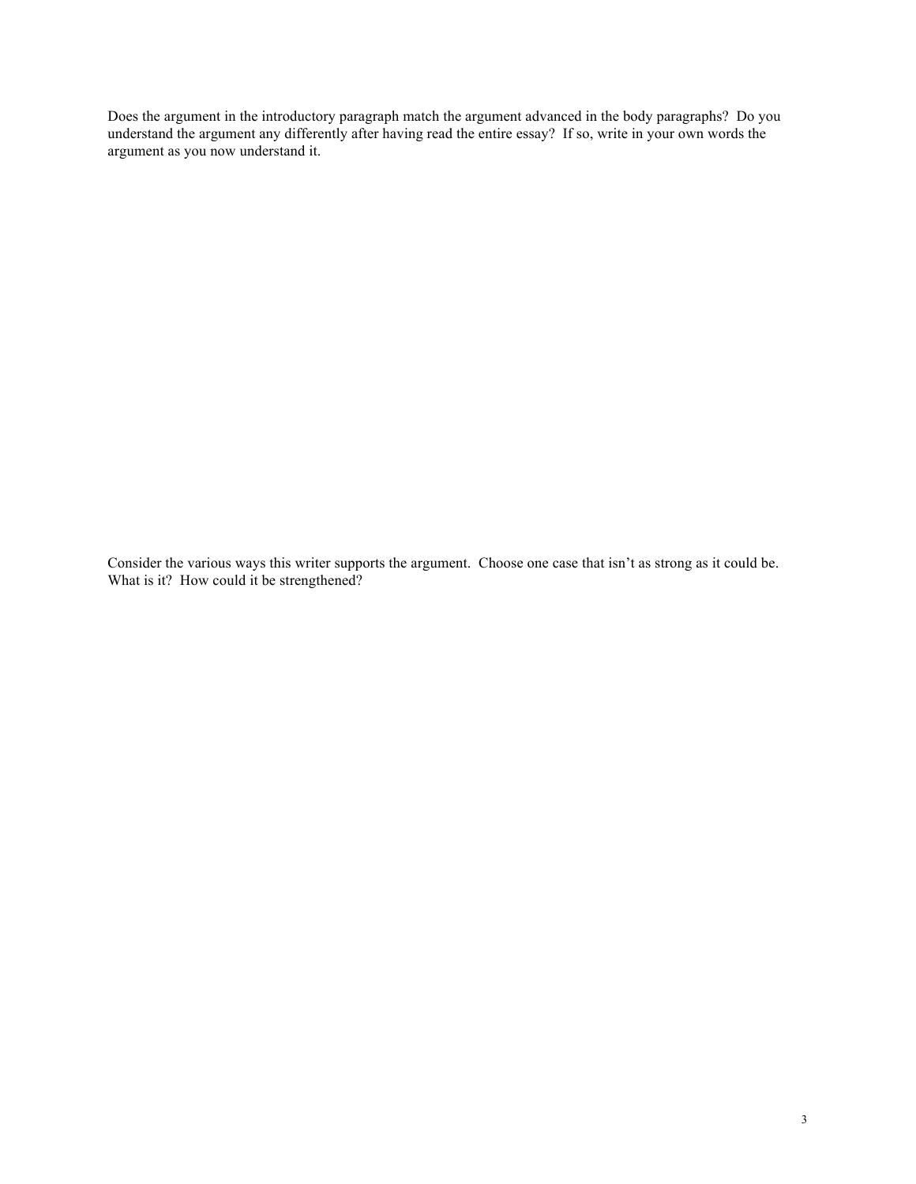Does the argument in the introductory paragraph match the argument advanced in the body paragraphs? Do you understand the argument any differently after having read the entire essay? If so, write in your own words the argument as you now understand it.

Consider the various ways this writer supports the argument. Choose one case that isn't as strong as it could be. What is it? How could it be strengthened?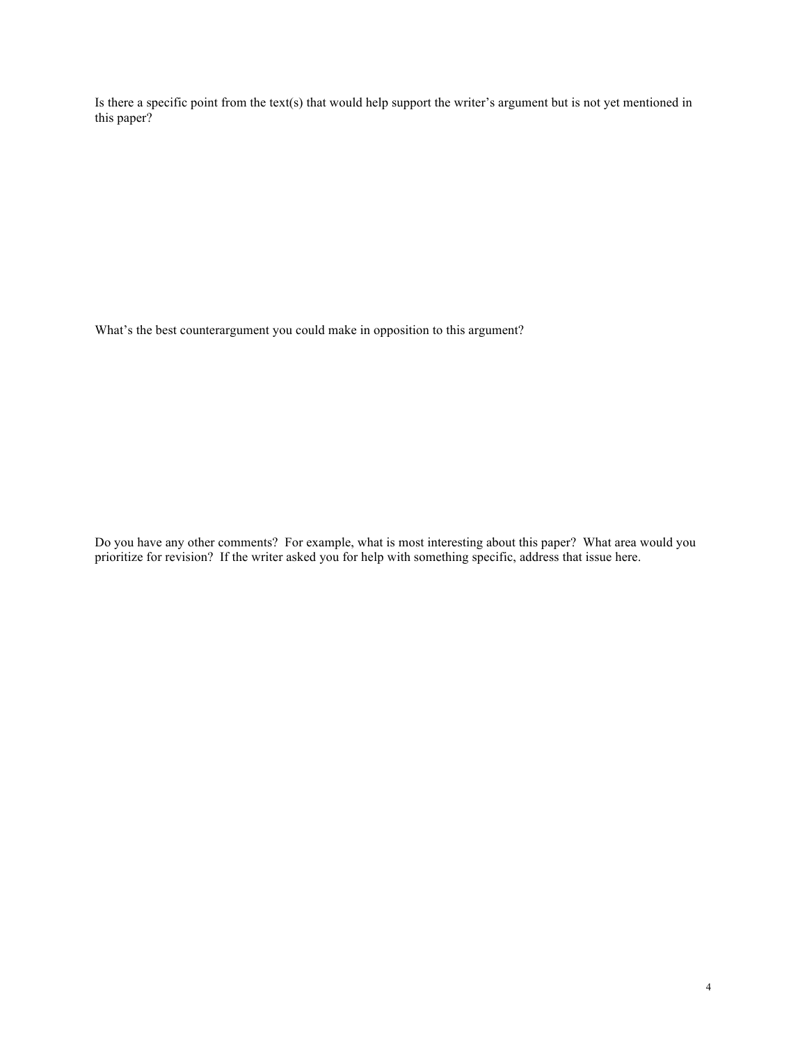Is there a specific point from the text(s) that would help support the writer's argument but is not yet mentioned in this paper?

What's the best counterargument you could make in opposition to this argument?

Do you have any other comments? For example, what is most interesting about this paper? What area would you prioritize for revision? If the writer asked you for help with something specific, address that issue here.